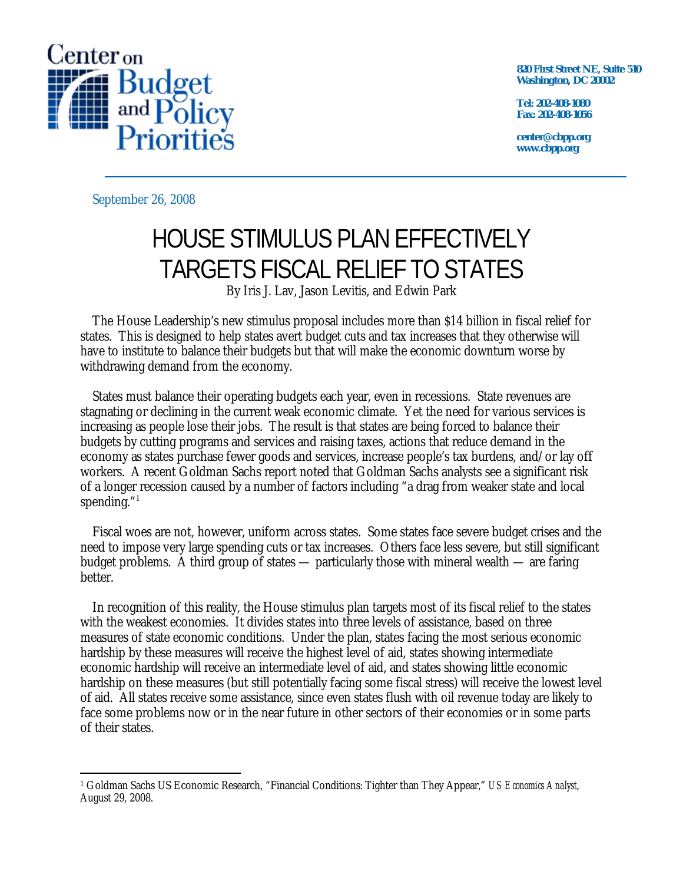Center on Budget and Policy Priorities

**820 First Street NE, Suite 510**
**Washington, DC 20002**

**Tel: 202-408-1080**
**Fax: 202-408-1056**

**center@cbpp.org**
**www.cbpp.org**

September 26, 2008

# HOUSE STIMULUS PLAN EFFECTIVELY TARGETS FISCAL RELIEF TO STATES

By Iris J. Lav, Jason Levitis, and Edwin Park

The House Leadership's new stimulus proposal includes more than $14 billion in fiscal relief for states. This is designed to help states avert budget cuts and tax increases that they otherwise will have to institute to balance their budgets but that will make the economic downturn worse by withdrawing demand from the economy.

States must balance their operating budgets each year, even in recessions. State revenues are stagnating or declining in the current weak economic climate. Yet the need for various services is increasing as people lose their jobs. The result is that states are being forced to balance their budgets by cutting programs and services and raising taxes, actions that reduce demand in the economy as states purchase fewer goods and services, increase people's tax burdens, and/or lay off workers. A recent Goldman Sachs report noted that Goldman Sachs analysts see a significant risk of a longer recession caused by a number of factors including "a drag from weaker state and local spending."[1]

Fiscal woes are not, however, uniform across states. Some states face severe budget crises and the need to impose very large spending cuts or tax increases. Others face less severe, but still significant budget problems. A third group of states — particularly those with mineral wealth — are faring better.

In recognition of this reality, the House stimulus plan targets most of its fiscal relief to the states with the weakest economies. It divides states into three levels of assistance, based on three measures of state economic conditions. Under the plan, states facing the most serious economic hardship by these measures will receive the highest level of aid, states showing intermediate economic hardship will receive an intermediate level of aid, and states showing little economic hardship on these measures (but still potentially facing some fiscal stress) will receive the lowest level of aid. All states receive some assistance, since even states flush with oil revenue today are likely to face some problems now or in the near future in other sectors of their economies or in some parts of their states.

[1] Goldman Sachs US Economic Research, "Financial Conditions: Tighter than They Appear," *US Economics Analyst*, August 29, 2008.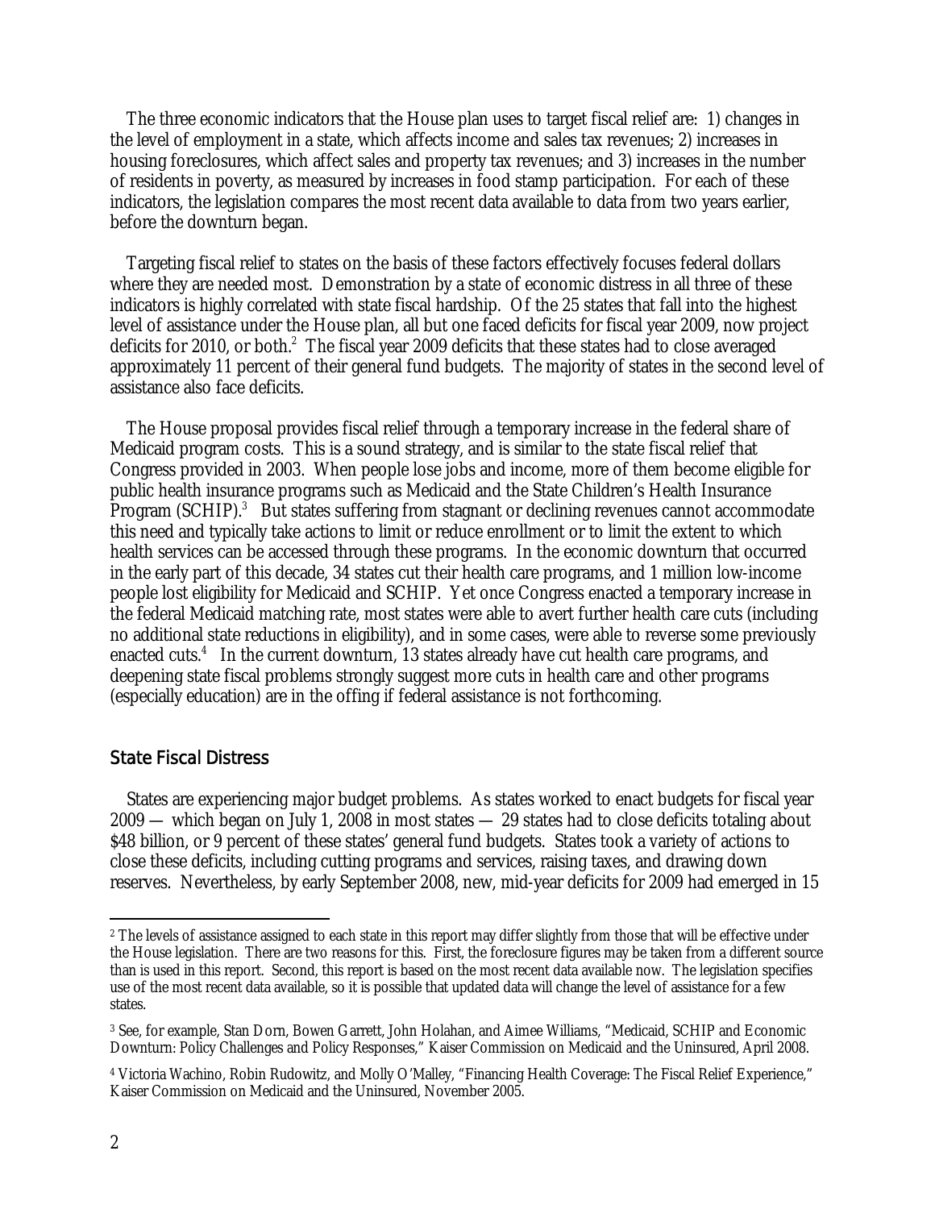The three economic indicators that the House plan uses to target fiscal relief are: 1) changes in the level of employment in a state, which affects income and sales tax revenues; 2) increases in housing foreclosures, which affect sales and property tax revenues; and 3) increases in the number of residents in poverty, as measured by increases in food stamp participation. For each of these indicators, the legislation compares the most recent data available to data from two years earlier, before the downturn began.

Targeting fiscal relief to states on the basis of these factors effectively focuses federal dollars where they are needed most. Demonstration by a state of economic distress in all three of these indicators is highly correlated with state fiscal hardship. Of the 25 states that fall into the highest level of assistance under the House plan, all but one faced deficits for fiscal year 2009, now project deficits for 2010, or both.[2] The fiscal year 2009 deficits that these states had to close averaged approximately 11 percent of their general fund budgets. The majority of states in the second level of assistance also face deficits.

The House proposal provides fiscal relief through a temporary increase in the federal share of Medicaid program costs. This is a sound strategy, and is similar to the state fiscal relief that Congress provided in 2003. When people lose jobs and income, more of them become eligible for public health insurance programs such as Medicaid and the State Children's Health Insurance Program (SCHIP).[3] But states suffering from stagnant or declining revenues cannot accommodate this need and typically take actions to limit or reduce enrollment or to limit the extent to which health services can be accessed through these programs. In the economic downturn that occurred in the early part of this decade, 34 states cut their health care programs, and 1 million low-income people lost eligibility for Medicaid and SCHIP. Yet once Congress enacted a temporary increase in the federal Medicaid matching rate, most states were able to avert further health care cuts (including no additional state reductions in eligibility), and in some cases, were able to reverse some previously enacted cuts.[4] In the current downturn, 13 states already have cut health care programs, and deepening state fiscal problems strongly suggest more cuts in health care and other programs (especially education) are in the offing if federal assistance is not forthcoming.

## State Fiscal Distress

States are experiencing major budget problems. As states worked to enact budgets for fiscal year 2009 — which began on July 1, 2008 in most states — 29 states had to close deficits totaling about \$48 billion, or 9 percent of these states' general fund budgets. States took a variety of actions to close these deficits, including cutting programs and services, raising taxes, and drawing down reserves. Nevertheless, by early September 2008, new, mid-year deficits for 2009 had emerged in 15

---

[2] The levels of assistance assigned to each state in this report may differ slightly from those that will be effective under the House legislation. There are two reasons for this. First, the foreclosure figures may be taken from a different source than is used in this report. Second, this report is based on the most recent data available now. The legislation specifies use of the most recent data available, so it is possible that updated data will change the level of assistance for a few states.

[3] See, for example, Stan Dorn, Bowen Garrett, John Holahan, and Aimee Williams, "Medicaid, SCHIP and Economic Downturn: Policy Challenges and Policy Responses," Kaiser Commission on Medicaid and the Uninsured, April 2008.

[4] Victoria Wachino, Robin Rudowitz, and Molly O'Malley, "Financing Health Coverage: The Fiscal Relief Experience," Kaiser Commission on Medicaid and the Uninsured, November 2005.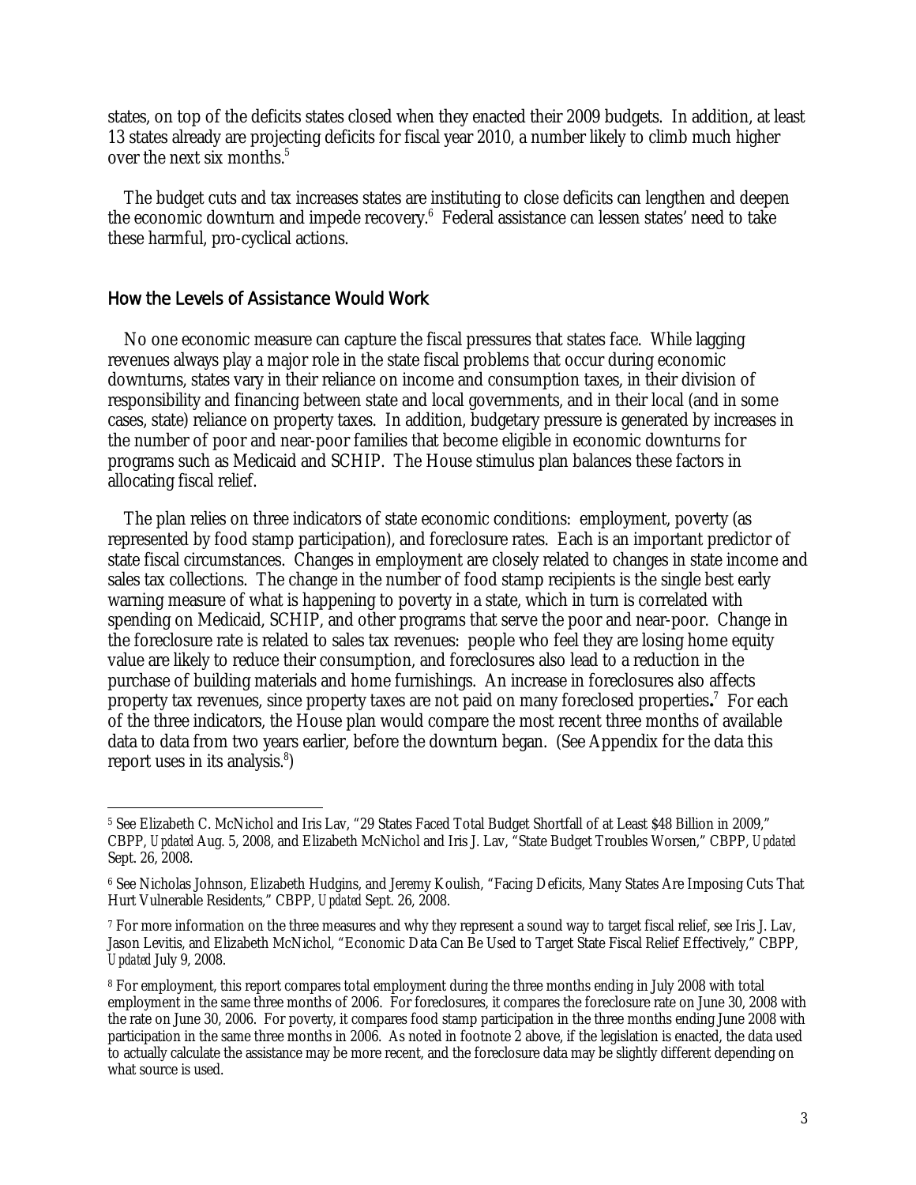states, on top of the deficits states closed when they enacted their 2009 budgets. In addition, at least 13 states already are projecting deficits for fiscal year 2010, a number likely to climb much higher over the next six months.[5]

The budget cuts and tax increases states are instituting to close deficits can lengthen and deepen the economic downturn and impede recovery.[6] Federal assistance can lessen states' need to take these harmful, pro-cyclical actions.

## How the Levels of Assistance Would Work

No one economic measure can capture the fiscal pressures that states face. While lagging revenues always play a major role in the state fiscal problems that occur during economic downturns, states vary in their reliance on income and consumption taxes, in their division of responsibility and financing between state and local governments, and in their local (and in some cases, state) reliance on property taxes. In addition, budgetary pressure is generated by increases in the number of poor and near-poor families that become eligible in economic downturns for programs such as Medicaid and SCHIP. The House stimulus plan balances these factors in allocating fiscal relief.

The plan relies on three indicators of state economic conditions: employment, poverty (as represented by food stamp participation), and foreclosure rates. Each is an important predictor of state fiscal circumstances. Changes in employment are closely related to changes in state income and sales tax collections. The change in the number of food stamp recipients is the single best early warning measure of what is happening to poverty in a state, which in turn is correlated with spending on Medicaid, SCHIP, and other programs that serve the poor and near-poor. Change in the foreclosure rate is related to sales tax revenues: people who feel they are losing home equity value are likely to reduce their consumption, and foreclosures also lead to a reduction in the purchase of building materials and home furnishings. An increase in foreclosures also affects property tax revenues, since property taxes are not paid on many foreclosed properties**.**[7] For each of the three indicators, the House plan would compare the most recent three months of available data to data from two years earlier, before the downturn began. (See Appendix for the data this report uses in its analysis.[8])

---

[5] See Elizabeth C. McNichol and Iris Lav, "29 States Faced Total Budget Shortfall of at Least $48 Billion in 2009," CBPP, *Updated* Aug. 5, 2008, and Elizabeth McNichol and Iris J. Lav, "State Budget Troubles Worsen," CBPP, *Updated* Sept. 26, 2008.

[6] See Nicholas Johnson, Elizabeth Hudgins, and Jeremy Koulish, "Facing Deficits, Many States Are Imposing Cuts That Hurt Vulnerable Residents," CBPP, *Updated* Sept. 26, 2008.

[7] For more information on the three measures and why they represent a sound way to target fiscal relief, see Iris J. Lav, Jason Levitis, and Elizabeth McNichol, "Economic Data Can Be Used to Target State Fiscal Relief Effectively," CBPP, *Updated* July 9, 2008.

[8] For employment, this report compares total employment during the three months ending in July 2008 with total employment in the same three months of 2006. For foreclosures, it compares the foreclosure rate on June 30, 2008 with the rate on June 30, 2006. For poverty, it compares food stamp participation in the three months ending June 2008 with participation in the same three months in 2006. As noted in footnote 2 above, if the legislation is enacted, the data used to actually calculate the assistance may be more recent, and the foreclosure data may be slightly different depending on what source is used.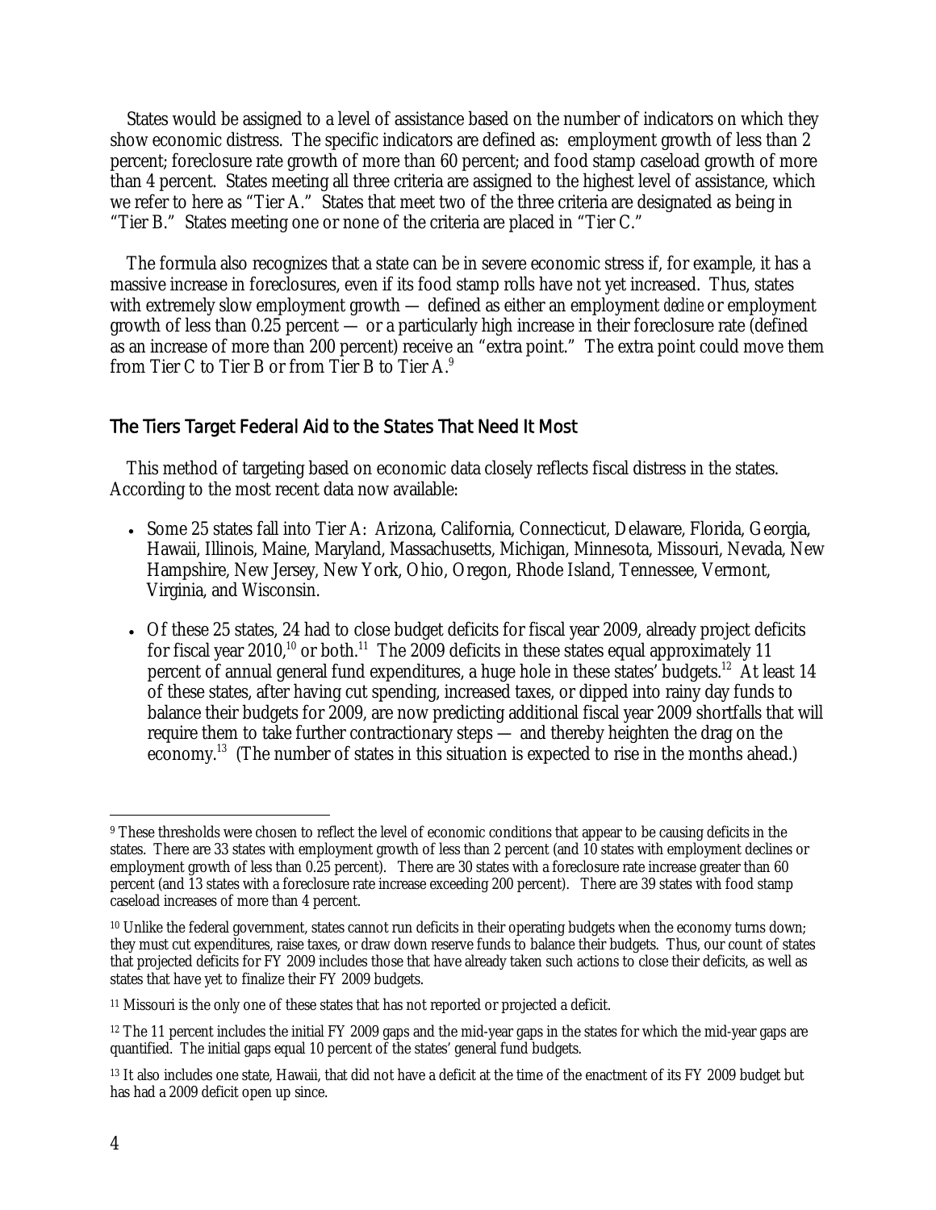States would be assigned to a level of assistance based on the number of indicators on which they show economic distress. The specific indicators are defined as: employment growth of less than 2 percent; foreclosure rate growth of more than 60 percent; and food stamp caseload growth of more than 4 percent. States meeting all three criteria are assigned to the highest level of assistance, which we refer to here as "Tier A." States that meet two of the three criteria are designated as being in "Tier B." States meeting one or none of the criteria are placed in "Tier C."

The formula also recognizes that a state can be in severe economic stress if, for example, it has a massive increase in foreclosures, even if its food stamp rolls have not yet increased. Thus, states with extremely slow employment growth — defined as either an employment *decline* or employment growth of less than 0.25 percent — or a particularly high increase in their foreclosure rate (defined as an increase of more than 200 percent) receive an "extra point." The extra point could move them from Tier C to Tier B or from Tier B to Tier A.[9]

## The Tiers Target Federal Aid to the States That Need It Most

This method of targeting based on economic data closely reflects fiscal distress in the states. According to the most recent data now available:

- Some 25 states fall into Tier A: Arizona, California, Connecticut, Delaware, Florida, Georgia, Hawaii, Illinois, Maine, Maryland, Massachusetts, Michigan, Minnesota, Missouri, Nevada, New Hampshire, New Jersey, New York, Ohio, Oregon, Rhode Island, Tennessee, Vermont, Virginia, and Wisconsin.
- Of these 25 states, 24 had to close budget deficits for fiscal year 2009, already project deficits for fiscal year 2010,[10] or both.[11] The 2009 deficits in these states equal approximately 11 percent of annual general fund expenditures, a huge hole in these states' budgets.[12] At least 14 of these states, after having cut spending, increased taxes, or dipped into rainy day funds to balance their budgets for 2009, are now predicting additional fiscal year 2009 shortfalls that will require them to take further contractionary steps — and thereby heighten the drag on the economy.[13] (The number of states in this situation is expected to rise in the months ahead.)

---

[9] These thresholds were chosen to reflect the level of economic conditions that appear to be causing deficits in the states. There are 33 states with employment growth of less than 2 percent (and 10 states with employment declines or employment growth of less than 0.25 percent). There are 30 states with a foreclosure rate increase greater than 60 percent (and 13 states with a foreclosure rate increase exceeding 200 percent). There are 39 states with food stamp caseload increases of more than 4 percent.

[10] Unlike the federal government, states cannot run deficits in their operating budgets when the economy turns down; they must cut expenditures, raise taxes, or draw down reserve funds to balance their budgets. Thus, our count of states that projected deficits for FY 2009 includes those that have already taken such actions to close their deficits, as well as states that have yet to finalize their FY 2009 budgets.

[11] Missouri is the only one of these states that has not reported or projected a deficit.

[12] The 11 percent includes the initial FY 2009 gaps and the mid-year gaps in the states for which the mid-year gaps are quantified. The initial gaps equal 10 percent of the states' general fund budgets.

[13] It also includes one state, Hawaii, that did not have a deficit at the time of the enactment of its FY 2009 budget but has had a 2009 deficit open up since.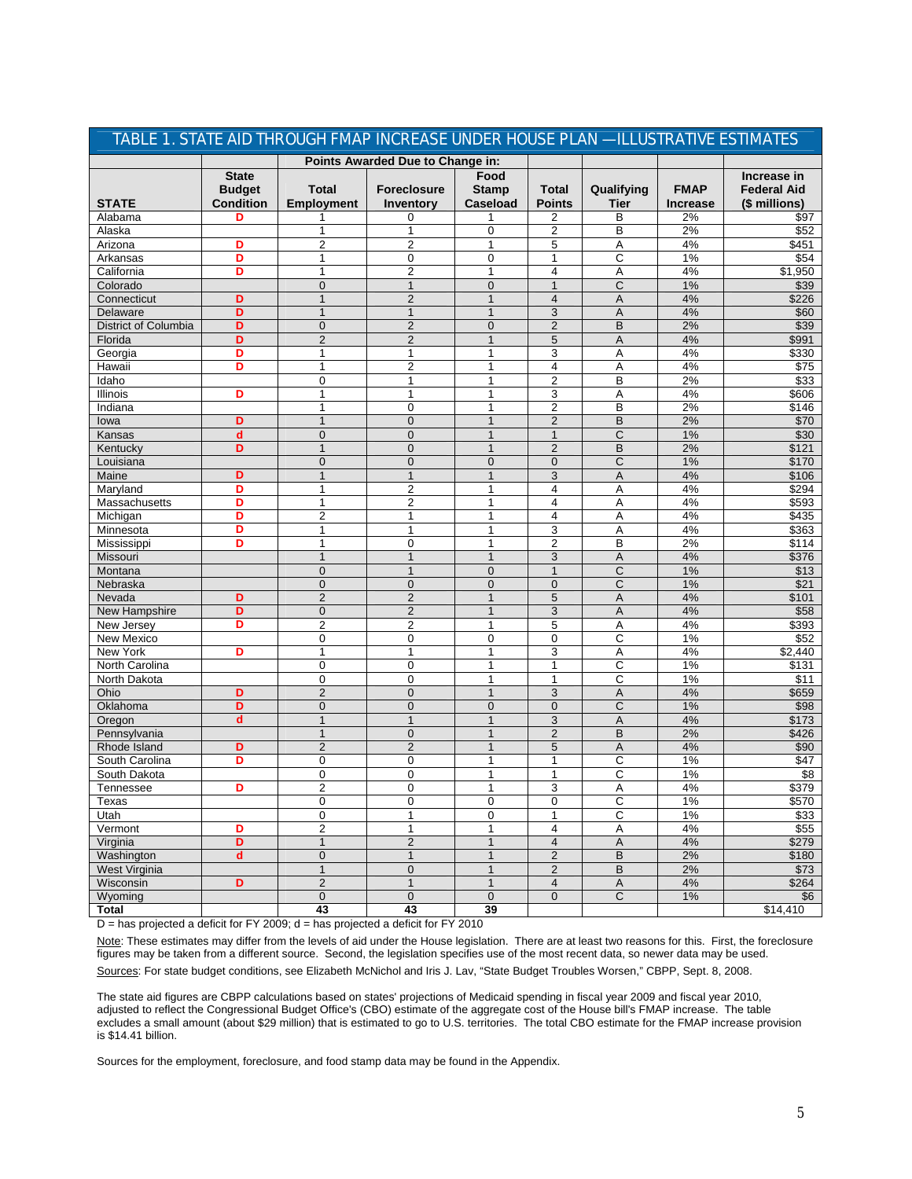## TABLE 1. STATE AID THROUGH FMAP INCREASE UNDER HOUSE PLAN —ILLUSTRATIVE ESTIMATES

| | Points Awarded Due to Change in: | | | | | | | |
|---|---|---|---|---|---|---|---|---|
| **STATE** | **State Budget Condition** | **Total Employment** | **Foreclosure Inventory** | **Food Stamp Caseload** | **Total Points** | **Qualifying Tier** | **FMAP Increase** | **Increase in Federal Aid ($ millions)** |
| Alabama | D | 1 | 0 | 1 | 2 | B | 2% | $97 |
| Alaska | | 1 | 1 | 0 | 2 | B | 2% | $52 |
| Arizona | D | 2 | 2 | 1 | 5 | A | 4% | $451 |
| Arkansas | D | 1 | 0 | 0 | 1 | C | 1% | $54 |
| California | D | 1 | 2 | 1 | 4 | A | 4% | $1,950 |
| Colorado | | 0 | 1 | 0 | 1 | C | 1% | $39 |
| Connecticut | D | 1 | 2 | 1 | 4 | A | 4% | $226 |
| Delaware | D | 1 | 1 | 1 | 3 | A | 4% | $60 |
| District of Columbia | D | 0 | 2 | 0 | 2 | B | 2% | $39 |
| Florida | D | 2 | 2 | 1 | 5 | A | 4% | $991 |
| Georgia | D | 1 | 1 | 1 | 3 | A | 4% | $330 |
| Hawaii | D | 1 | 2 | 1 | 4 | A | 4% | $75 |
| Idaho | | 0 | 1 | 1 | 2 | B | 2% | $33 |
| Illinois | D | 1 | 1 | 1 | 3 | A | 4% | $606 |
| Indiana | | 1 | 0 | 1 | 2 | B | 2% | $146 |
| Iowa | D | 1 | 0 | 1 | 2 | B | 2% | $70 |
| Kansas | d | 0 | 0 | 1 | 1 | C | 1% | $30 |
| Kentucky | D | 1 | 0 | 1 | 2 | B | 2% | $121 |
| Louisiana | | 0 | 0 | 0 | 0 | C | 1% | $170 |
| Maine | D | 1 | 1 | 1 | 3 | A | 4% | $106 |
| Maryland | D | 1 | 2 | 1 | 4 | A | 4% | $294 |
| Massachusetts | D | 1 | 2 | 1 | 4 | A | 4% | $593 |
| Michigan | D | 2 | 1 | 1 | 4 | A | 4% | $435 |
| Minnesota | D | 1 | 1 | 1 | 3 | A | 4% | $363 |
| Mississippi | D | 1 | 0 | 1 | 2 | B | 2% | $114 |
| Missouri | | 1 | 1 | 1 | 3 | A | 4% | $376 |
| Montana | | 0 | 1 | 0 | 1 | C | 1% | $13 |
| Nebraska | | 0 | 0 | 0 | 0 | C | 1% | $21 |
| Nevada | D | 2 | 2 | 1 | 5 | A | 4% | $101 |
| New Hampshire | D | 0 | 2 | 1 | 3 | A | 4% | $58 |
| New Jersey | D | 2 | 2 | 1 | 5 | A | 4% | $393 |
| New Mexico | | 0 | 0 | 0 | 0 | C | 1% | $52 |
| New York | D | 1 | 1 | 1 | 3 | A | 4% | $2,440 |
| North Carolina | | 0 | 0 | 1 | 1 | C | 1% | $131 |
| North Dakota | | 0 | 0 | 1 | 1 | C | 1% | $11 |
| Ohio | D | 2 | 0 | 1 | 3 | A | 4% | $659 |
| Oklahoma | D | 0 | 0 | 0 | 0 | C | 1% | $98 |
| Oregon | d | 1 | 1 | 1 | 3 | A | 4% | $173 |
| Pennsylvania | | 1 | 0 | 1 | 2 | B | 2% | $426 |
| Rhode Island | D | 2 | 2 | 1 | 5 | A | 4% | $90 |
| South Carolina | D | 0 | 0 | 1 | 1 | C | 1% | $47 |
| South Dakota | | 0 | 0 | 1 | 1 | C | 1% | $8 |
| Tennessee | D | 2 | 0 | 1 | 3 | A | 4% | $379 |
| Texas | | 0 | 0 | 0 | 0 | C | 1% | $570 |
| Utah | | 0 | 1 | 0 | 1 | C | 1% | $33 |
| Vermont | D | 2 | 1 | 1 | 4 | A | 4% | $55 |
| Virginia | D | 1 | 2 | 1 | 4 | A | 4% | $279 |
| Washington | d | 0 | 1 | 1 | 2 | B | 2% | $180 |
| West Virginia | | 1 | 0 | 1 | 2 | B | 2% | $73 |
| Wisconsin | D | 2 | 1 | 1 | 4 | A | 4% | $264 |
| Wyoming | | 0 | 0 | 0 | 0 | C | 1% | $6 |
| **Total** | | **43** | **43** | **39** | | | | $14,410 |

D = has projected a deficit for FY 2009; d = has projected a deficit for FY 2010

Note: These estimates may differ from the levels of aid under the House legislation. There are at least two reasons for this. First, the foreclosure figures may be taken from a different source. Second, the legislation specifies use of the most recent data, so newer data may be used.

Sources: For state budget conditions, see Elizabeth McNichol and Iris J. Lav, "State Budget Troubles Worsen," CBPP, Sept. 8, 2008.

The state aid figures are CBPP calculations based on states' projections of Medicaid spending in fiscal year 2009 and fiscal year 2010, adjusted to reflect the Congressional Budget Office's (CBO) estimate of the aggregate cost of the House bill's FMAP increase. The table excludes a small amount (about $29 million) that is estimated to go to U.S. territories. The total CBO estimate for the FMAP increase provision is $14.41 billion.

Sources for the employment, foreclosure, and food stamp data may be found in the Appendix.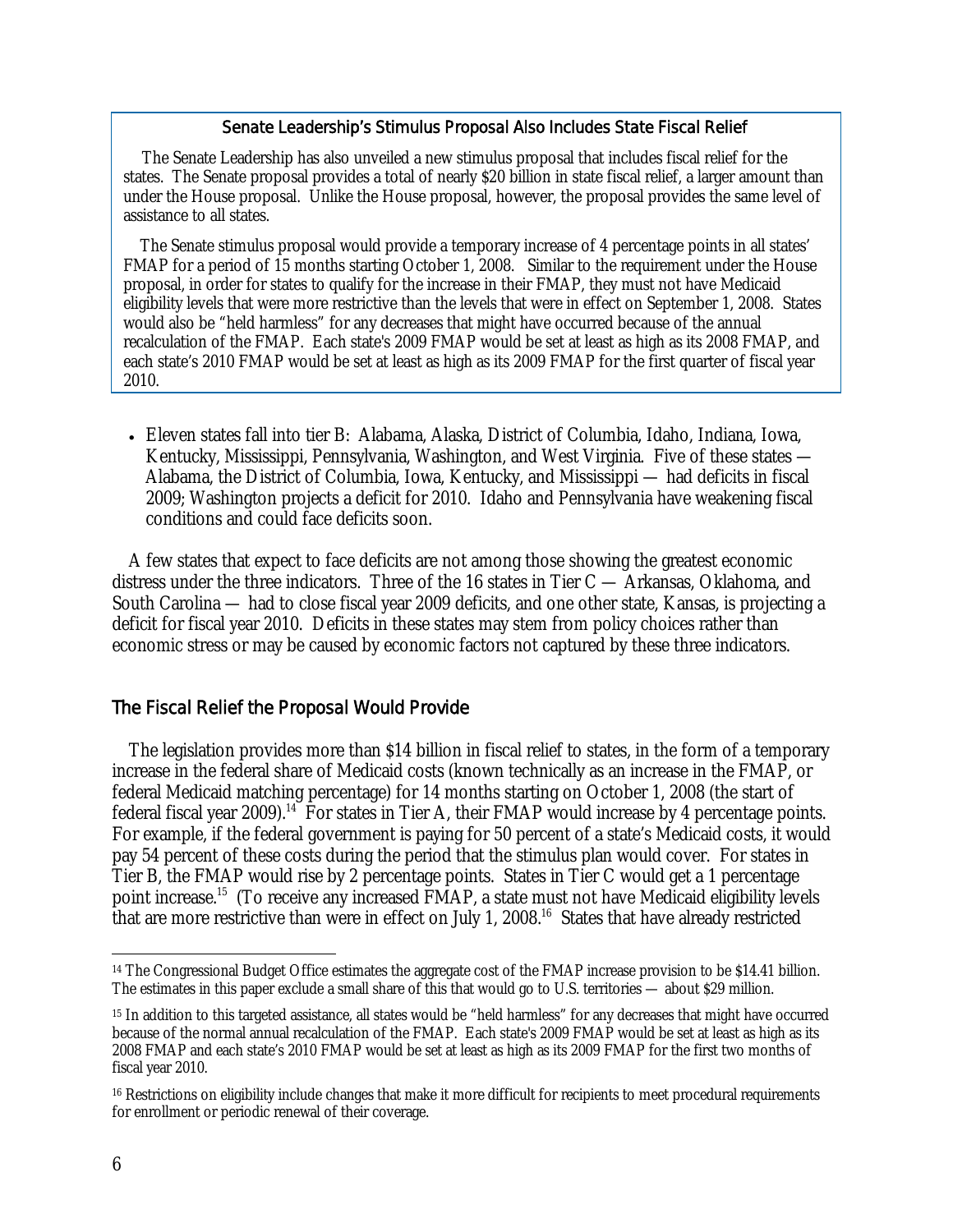> **Senate Leadership's Stimulus Proposal Also Includes State Fiscal Relief**
>
> The Senate Leadership has also unveiled a new stimulus proposal that includes fiscal relief for the states. The Senate proposal provides a total of nearly $20 billion in state fiscal relief, a larger amount than under the House proposal. Unlike the House proposal, however, the proposal provides the same level of assistance to all states.
>
> The Senate stimulus proposal would provide a temporary increase of 4 percentage points in all states' FMAP for a period of 15 months starting October 1, 2008. Similar to the requirement under the House proposal, in order for states to qualify for the increase in their FMAP, they must not have Medicaid eligibility levels that were more restrictive than the levels that were in effect on September 1, 2008. States would also be "held harmless" for any decreases that might have occurred because of the annual recalculation of the FMAP. Each state's 2009 FMAP would be set at least as high as its 2008 FMAP, and each state's 2010 FMAP would be set at least as high as its 2009 FMAP for the first quarter of fiscal year 2010.

- Eleven states fall into tier B: Alabama, Alaska, District of Columbia, Idaho, Indiana, Iowa, Kentucky, Mississippi, Pennsylvania, Washington, and West Virginia. Five of these states — Alabama, the District of Columbia, Iowa, Kentucky, and Mississippi — had deficits in fiscal 2009; Washington projects a deficit for 2010. Idaho and Pennsylvania have weakening fiscal conditions and could face deficits soon.

A few states that expect to face deficits are not among those showing the greatest economic distress under the three indicators. Three of the 16 states in Tier C — Arkansas, Oklahoma, and South Carolina — had to close fiscal year 2009 deficits, and one other state, Kansas, is projecting a deficit for fiscal year 2010. Deficits in these states may stem from policy choices rather than economic stress or may be caused by economic factors not captured by these three indicators.

## The Fiscal Relief the Proposal Would Provide

The legislation provides more than $14 billion in fiscal relief to states, in the form of a temporary increase in the federal share of Medicaid costs (known technically as an increase in the FMAP, or federal Medicaid matching percentage) for 14 months starting on October 1, 2008 (the start of federal fiscal year 2009).[14] For states in Tier A, their FMAP would increase by 4 percentage points. For example, if the federal government is paying for 50 percent of a state's Medicaid costs, it would pay 54 percent of these costs during the period that the stimulus plan would cover. For states in Tier B, the FMAP would rise by 2 percentage points. States in Tier C would get a 1 percentage point increase.[15] (To receive any increased FMAP, a state must not have Medicaid eligibility levels that are more restrictive than were in effect on July 1, 2008.[16] States that have already restricted

---

[14] The Congressional Budget Office estimates the aggregate cost of the FMAP increase provision to be $14.41 billion. The estimates in this paper exclude a small share of this that would go to U.S. territories — about $29 million.

[15] In addition to this targeted assistance, all states would be "held harmless" for any decreases that might have occurred because of the normal annual recalculation of the FMAP. Each state's 2009 FMAP would be set at least as high as its 2008 FMAP and each state's 2010 FMAP would be set at least as high as its 2009 FMAP for the first two months of fiscal year 2010.

[16] Restrictions on eligibility include changes that make it more difficult for recipients to meet procedural requirements for enrollment or periodic renewal of their coverage.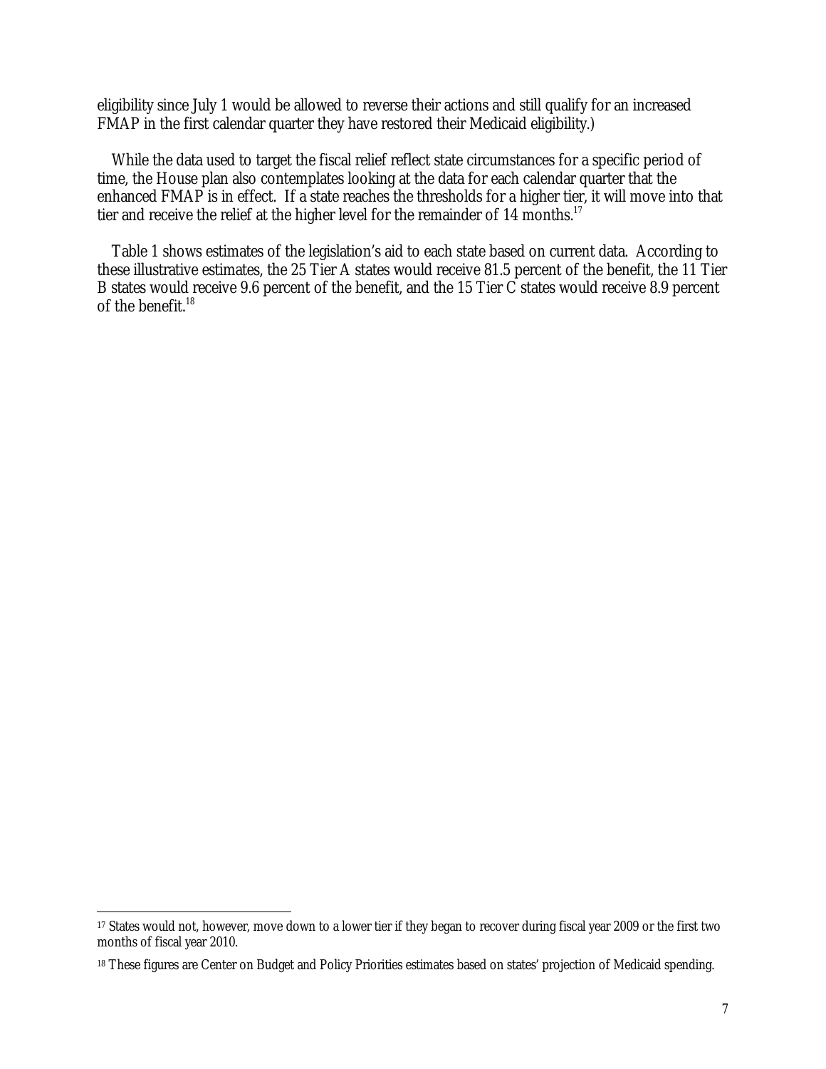eligibility since July 1 would be allowed to reverse their actions and still qualify for an increased FMAP in the first calendar quarter they have restored their Medicaid eligibility.)

While the data used to target the fiscal relief reflect state circumstances for a specific period of time, the House plan also contemplates looking at the data for each calendar quarter that the enhanced FMAP is in effect. If a state reaches the thresholds for a higher tier, it will move into that tier and receive the relief at the higher level for the remainder of 14 months.[17]

Table 1 shows estimates of the legislation's aid to each state based on current data. According to these illustrative estimates, the 25 Tier A states would receive 81.5 percent of the benefit, the 11 Tier B states would receive 9.6 percent of the benefit, and the 15 Tier C states would receive 8.9 percent of the benefit.[18]

---

[17] States would not, however, move down to a lower tier if they began to recover during fiscal year 2009 or the first two months of fiscal year 2010.

[18] These figures are Center on Budget and Policy Priorities estimates based on states' projection of Medicaid spending.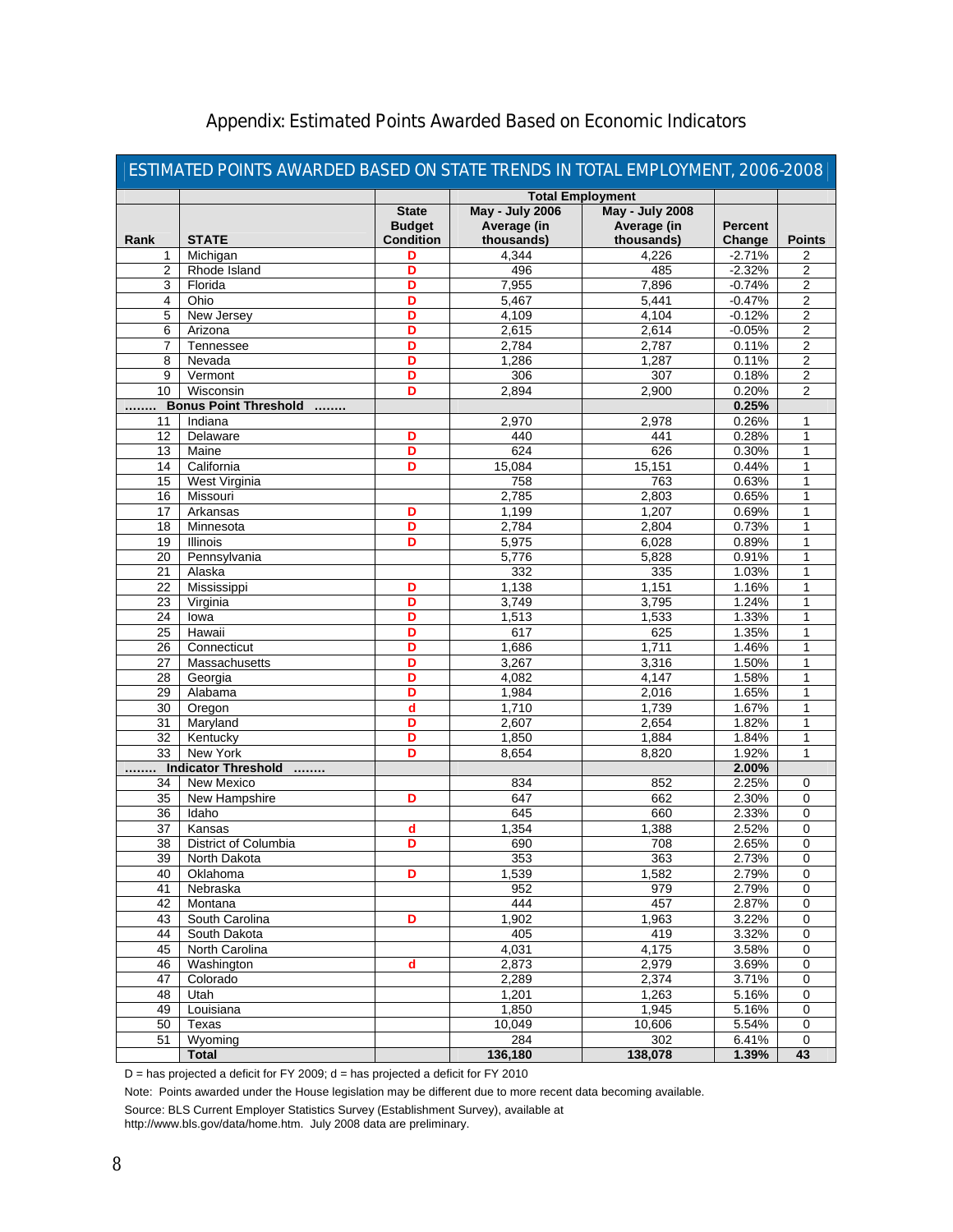# Appendix: Estimated Points Awarded Based on Economic Indicators

| ESTIMATED POINTS AWARDED BASED ON STATE TRENDS IN TOTAL EMPLOYMENT, 2006-2008 | | | | | | |
|---|---|---|---|---|---|---|
| | | | Total Employment | | | |
| Rank | STATE | State Budget Condition | May - July 2006 Average (in thousands) | May - July 2008 Average (in thousands) | Percent Change | Points |
| 1 | Michigan | D | 4,344 | 4,226 | -2.71% | 2 |
| 2 | Rhode Island | D | 496 | 485 | -2.32% | 2 |
| 3 | Florida | D | 7,955 | 7,896 | -0.74% | 2 |
| 4 | Ohio | D | 5,467 | 5,441 | -0.47% | 2 |
| 5 | New Jersey | D | 4,109 | 4,104 | -0.12% | 2 |
| 6 | Arizona | D | 2,615 | 2,614 | -0.05% | 2 |
| 7 | Tennessee | D | 2,784 | 2,787 | 0.11% | 2 |
| 8 | Nevada | D | 1,286 | 1,287 | 0.11% | 2 |
| 9 | Vermont | D | 306 | 307 | 0.18% | 2 |
| 10 | Wisconsin | D | 2,894 | 2,900 | 0.20% | 2 |
| …….. Bonus Point Threshold …….. | | | | | 0.25% | |
| 11 | Indiana | | 2,970 | 2,978 | 0.26% | 1 |
| 12 | Delaware | D | 440 | 441 | 0.28% | 1 |
| 13 | Maine | D | 624 | 626 | 0.30% | 1 |
| 14 | California | D | 15,084 | 15,151 | 0.44% | 1 |
| 15 | West Virginia | | 758 | 763 | 0.63% | 1 |
| 16 | Missouri | | 2,785 | 2,803 | 0.65% | 1 |
| 17 | Arkansas | D | 1,199 | 1,207 | 0.69% | 1 |
| 18 | Minnesota | D | 2,784 | 2,804 | 0.73% | 1 |
| 19 | Illinois | D | 5,975 | 6,028 | 0.89% | 1 |
| 20 | Pennsylvania | | 5,776 | 5,828 | 0.91% | 1 |
| 21 | Alaska | | 332 | 335 | 1.03% | 1 |
| 22 | Mississippi | D | 1,138 | 1,151 | 1.16% | 1 |
| 23 | Virginia | D | 3,749 | 3,795 | 1.24% | 1 |
| 24 | Iowa | D | 1,513 | 1,533 | 1.33% | 1 |
| 25 | Hawaii | D | 617 | 625 | 1.35% | 1 |
| 26 | Connecticut | D | 1,686 | 1,711 | 1.46% | 1 |
| 27 | Massachusetts | D | 3,267 | 3,316 | 1.50% | 1 |
| 28 | Georgia | D | 4,082 | 4,147 | 1.58% | 1 |
| 29 | Alabama | D | 1,984 | 2,016 | 1.65% | 1 |
| 30 | Oregon | d | 1,710 | 1,739 | 1.67% | 1 |
| 31 | Maryland | D | 2,607 | 2,654 | 1.82% | 1 |
| 32 | Kentucky | D | 1,850 | 1,884 | 1.84% | 1 |
| 33 | New York | D | 8,654 | 8,820 | 1.92% | 1 |
| …….. Indicator Threshold …….. | | | | | 2.00% | |
| 34 | New Mexico | | 834 | 852 | 2.25% | 0 |
| 35 | New Hampshire | D | 647 | 662 | 2.30% | 0 |
| 36 | Idaho | | 645 | 660 | 2.33% | 0 |
| 37 | Kansas | d | 1,354 | 1,388 | 2.52% | 0 |
| 38 | District of Columbia | D | 690 | 708 | 2.65% | 0 |
| 39 | North Dakota | | 353 | 363 | 2.73% | 0 |
| 40 | Oklahoma | D | 1,539 | 1,582 | 2.79% | 0 |
| 41 | Nebraska | | 952 | 979 | 2.79% | 0 |
| 42 | Montana | | 444 | 457 | 2.87% | 0 |
| 43 | South Carolina | D | 1,902 | 1,963 | 3.22% | 0 |
| 44 | South Dakota | | 405 | 419 | 3.32% | 0 |
| 45 | North Carolina | | 4,031 | 4,175 | 3.58% | 0 |
| 46 | Washington | d | 2,873 | 2,979 | 3.69% | 0 |
| 47 | Colorado | | 2,289 | 2,374 | 3.71% | 0 |
| 48 | Utah | | 1,201 | 1,263 | 5.16% | 0 |
| 49 | Louisiana | | 1,850 | 1,945 | 5.16% | 0 |
| 50 | Texas | | 10,049 | 10,606 | 5.54% | 0 |
| 51 | Wyoming | | 284 | 302 | 6.41% | 0 |
| | **Total** | | **136,180** | **138,078** | **1.39%** | **43** |

D = has projected a deficit for FY 2009; d = has projected a deficit for FY 2010

Note: Points awarded under the House legislation may be different due to more recent data becoming available.

Source: BLS Current Employer Statistics Survey (Establishment Survey), available at http://www.bls.gov/data/home.htm. July 2008 data are preliminary.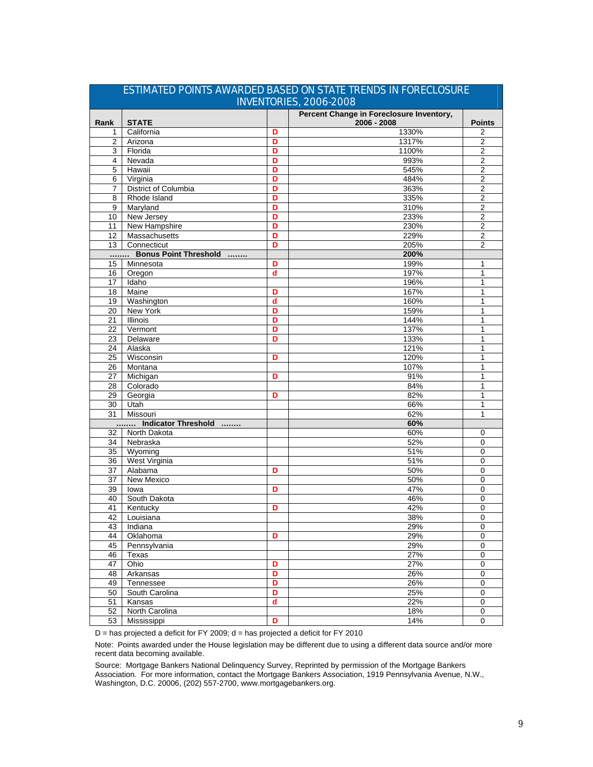## ESTIMATED POINTS AWARDED BASED ON STATE TRENDS IN FORECLOSURE INVENTORIES, 2006-2008

| Rank | STATE | | Percent Change in Foreclosure Inventory, 2006 - 2008 | Points |
|---|---|---|---|---|
| 1 | California | D | 1330% | 2 |
| 2 | Arizona | D | 1317% | 2 |
| 3 | Florida | D | 1100% | 2 |
| 4 | Nevada | D | 993% | 2 |
| 5 | Hawaii | D | 545% | 2 |
| 6 | Virginia | D | 484% | 2 |
| 7 | District of Columbia | D | 363% | 2 |
| 8 | Rhode Island | D | 335% | 2 |
| 9 | Maryland | D | 310% | 2 |
| 10 | New Jersey | D | 233% | 2 |
| 11 | New Hampshire | D | 230% | 2 |
| 12 | Massachusetts | D | 229% | 2 |
| 13 | Connecticut | D | 205% | 2 |
| **........ Bonus Point Threshold ........** | | | **200%** | |
| 15 | Minnesota | D | 199% | 1 |
| 16 | Oregon | d | 197% | 1 |
| 17 | Idaho | | 196% | 1 |
| 18 | Maine | D | 167% | 1 |
| 19 | Washington | d | 160% | 1 |
| 20 | New York | D | 159% | 1 |
| 21 | Illinois | D | 144% | 1 |
| 22 | Vermont | D | 137% | 1 |
| 23 | Delaware | D | 133% | 1 |
| 24 | Alaska | | 121% | 1 |
| 25 | Wisconsin | D | 120% | 1 |
| 26 | Montana | | 107% | 1 |
| 27 | Michigan | D | 91% | 1 |
| 28 | Colorado | | 84% | 1 |
| 29 | Georgia | D | 82% | 1 |
| 30 | Utah | | 66% | 1 |
| 31 | Missouri | | 62% | 1 |
| **........ Indicator Threshold ........** | | | **60%** | |
| 32 | North Dakota | | 60% | 0 |
| 34 | Nebraska | | 52% | 0 |
| 35 | Wyoming | | 51% | 0 |
| 36 | West Virginia | | 51% | 0 |
| 37 | Alabama | D | 50% | 0 |
| 37 | New Mexico | | 50% | 0 |
| 39 | Iowa | D | 47% | 0 |
| 40 | South Dakota | | 46% | 0 |
| 41 | Kentucky | D | 42% | 0 |
| 42 | Louisiana | | 38% | 0 |
| 43 | Indiana | | 29% | 0 |
| 44 | Oklahoma | D | 29% | 0 |
| 45 | Pennsylvania | | 29% | 0 |
| 46 | Texas | | 27% | 0 |
| 47 | Ohio | D | 27% | 0 |
| 48 | Arkansas | D | 26% | 0 |
| 49 | Tennessee | D | 26% | 0 |
| 50 | South Carolina | D | 25% | 0 |
| 51 | Kansas | d | 22% | 0 |
| 52 | North Carolina | | 18% | 0 |
| 53 | Mississippi | D | 14% | 0 |

D = has projected a deficit for FY 2009; d = has projected a deficit for FY 2010

Note: Points awarded under the House legislation may be different due to using a different data source and/or more recent data becoming available.

Source: Mortgage Bankers National Delinquency Survey, Reprinted by permission of the Mortgage Bankers Association. For more information, contact the Mortgage Bankers Association, 1919 Pennsylvania Avenue, N.W., Washington, D.C. 20006, (202) 557-2700, www.mortgagebankers.org.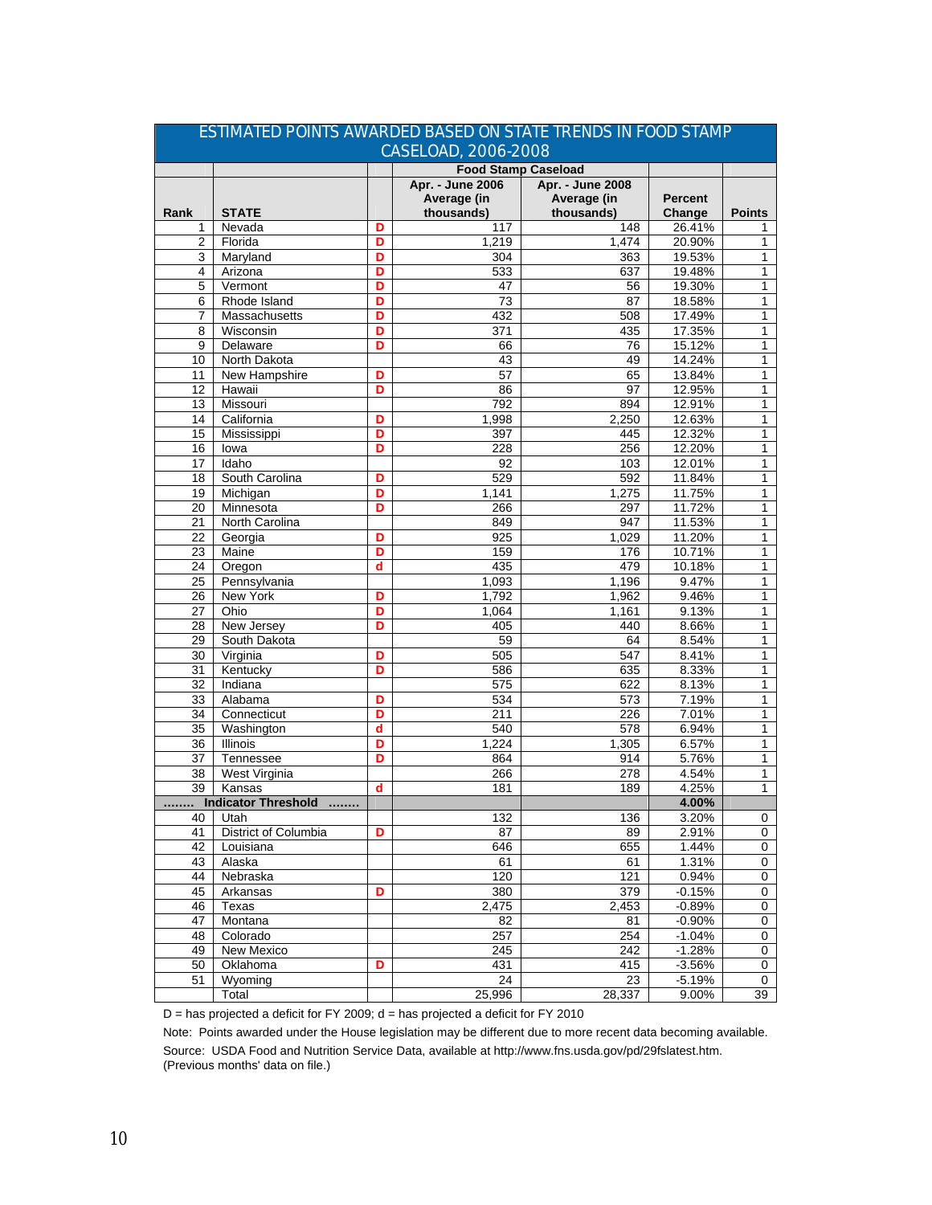## ESTIMATED POINTS AWARDED BASED ON STATE TRENDS IN FOOD STAMP CASELOAD, 2006-2008

| | | | Food Stamp Caseload | | | |
|---|---|---|---|---|---|---|
| Rank | STATE | | Apr. - June 2006 Average (in thousands) | Apr. - June 2008 Average (in thousands) | Percent Change | Points |
| 1 | Nevada | D | 117 | 148 | 26.41% | 1 |
| 2 | Florida | D | 1,219 | 1,474 | 20.90% | 1 |
| 3 | Maryland | D | 304 | 363 | 19.53% | 1 |
| 4 | Arizona | D | 533 | 637 | 19.48% | 1 |
| 5 | Vermont | D | 47 | 56 | 19.30% | 1 |
| 6 | Rhode Island | D | 73 | 87 | 18.58% | 1 |
| 7 | Massachusetts | D | 432 | 508 | 17.49% | 1 |
| 8 | Wisconsin | D | 371 | 435 | 17.35% | 1 |
| 9 | Delaware | D | 66 | 76 | 15.12% | 1 |
| 10 | North Dakota | | 43 | 49 | 14.24% | 1 |
| 11 | New Hampshire | D | 57 | 65 | 13.84% | 1 |
| 12 | Hawaii | D | 86 | 97 | 12.95% | 1 |
| 13 | Missouri | | 792 | 894 | 12.91% | 1 |
| 14 | California | D | 1,998 | 2,250 | 12.63% | 1 |
| 15 | Mississippi | D | 397 | 445 | 12.32% | 1 |
| 16 | Iowa | D | 228 | 256 | 12.20% | 1 |
| 17 | Idaho | | 92 | 103 | 12.01% | 1 |
| 18 | South Carolina | D | 529 | 592 | 11.84% | 1 |
| 19 | Michigan | D | 1,141 | 1,275 | 11.75% | 1 |
| 20 | Minnesota | D | 266 | 297 | 11.72% | 1 |
| 21 | North Carolina | | 849 | 947 | 11.53% | 1 |
| 22 | Georgia | D | 925 | 1,029 | 11.20% | 1 |
| 23 | Maine | D | 159 | 176 | 10.71% | 1 |
| 24 | Oregon | d | 435 | 479 | 10.18% | 1 |
| 25 | Pennsylvania | | 1,093 | 1,196 | 9.47% | 1 |
| 26 | New York | D | 1,792 | 1,962 | 9.46% | 1 |
| 27 | Ohio | D | 1,064 | 1,161 | 9.13% | 1 |
| 28 | New Jersey | D | 405 | 440 | 8.66% | 1 |
| 29 | South Dakota | | 59 | 64 | 8.54% | 1 |
| 30 | Virginia | D | 505 | 547 | 8.41% | 1 |
| 31 | Kentucky | D | 586 | 635 | 8.33% | 1 |
| 32 | Indiana | | 575 | 622 | 8.13% | 1 |
| 33 | Alabama | D | 534 | 573 | 7.19% | 1 |
| 34 | Connecticut | D | 211 | 226 | 7.01% | 1 |
| 35 | Washington | d | 540 | 578 | 6.94% | 1 |
| 36 | Illinois | D | 1,224 | 1,305 | 6.57% | 1 |
| 37 | Tennessee | D | 864 | 914 | 5.76% | 1 |
| 38 | West Virginia | | 266 | 278 | 4.54% | 1 |
| 39 | Kansas | d | 181 | 189 | 4.25% | 1 |
| …….. Indicator Threshold …….. | | | | | 4.00% | |
| 40 | Utah | | 132 | 136 | 3.20% | 0 |
| 41 | District of Columbia | D | 87 | 89 | 2.91% | 0 |
| 42 | Louisiana | | 646 | 655 | 1.44% | 0 |
| 43 | Alaska | | 61 | 61 | 1.31% | 0 |
| 44 | Nebraska | | 120 | 121 | 0.94% | 0 |
| 45 | Arkansas | D | 380 | 379 | -0.15% | 0 |
| 46 | Texas | | 2,475 | 2,453 | -0.89% | 0 |
| 47 | Montana | | 82 | 81 | -0.90% | 0 |
| 48 | Colorado | | 257 | 254 | -1.04% | 0 |
| 49 | New Mexico | | 245 | 242 | -1.28% | 0 |
| 50 | Oklahoma | D | 431 | 415 | -3.56% | 0 |
| 51 | Wyoming | | 24 | 23 | -5.19% | 0 |
| | Total | | 25,996 | 28,337 | 9.00% | 39 |

D = has projected a deficit for FY 2009; d = has projected a deficit for FY 2010

Note: Points awarded under the House legislation may be different due to more recent data becoming available.

Source: USDA Food and Nutrition Service Data, available at http://www.fns.usda.gov/pd/29fslatest.htm. (Previous months' data on file.)